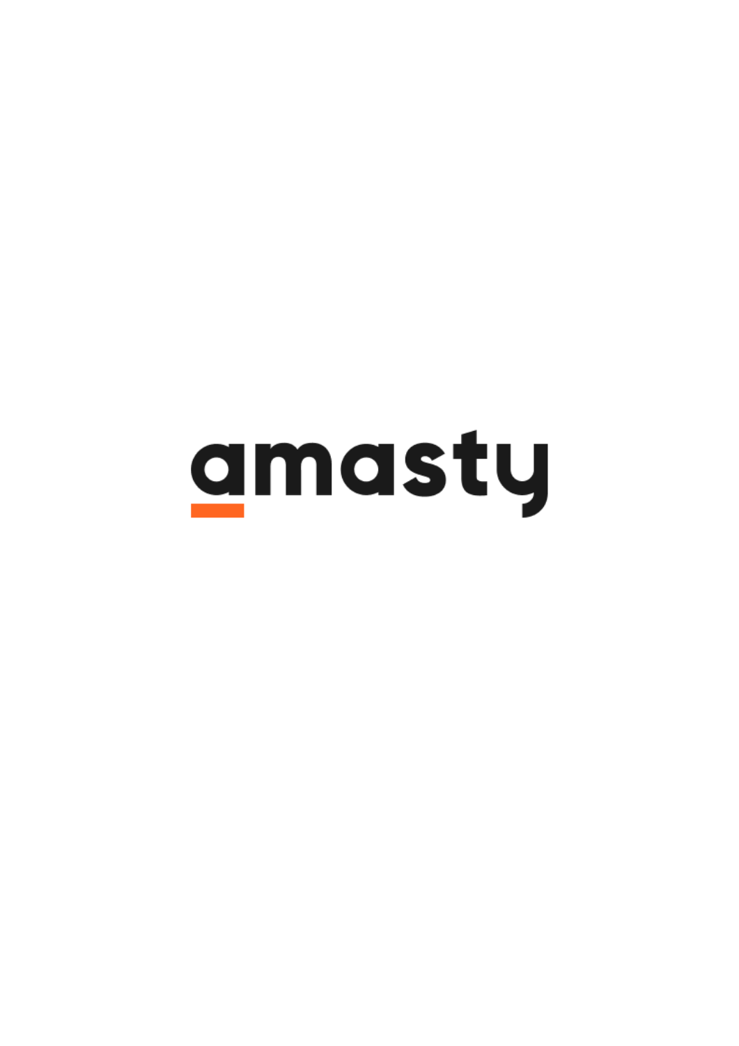amasty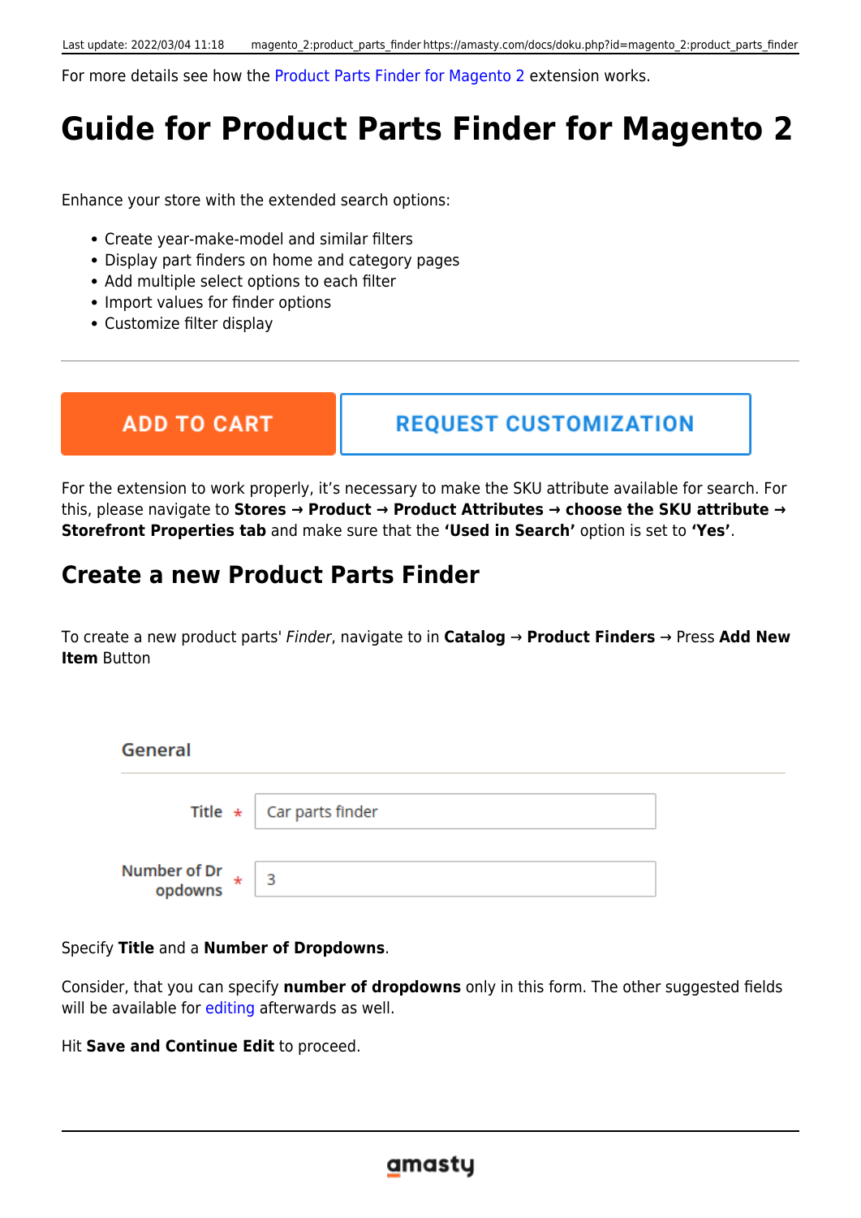For more details see how the Product Parts Finder for Magento 2 extension works.

# Guide for Product Parts Finder for Magento 2

Enhance your store with the extended search options:

- Create year-make-model and similar filters
- Display part finders on home and category pages
- Add multiple select options to each filter
- Import values for finder options
- Customize filter display

ADD TO CART

REQUEST CUSTOMIZATION

For the extension to work properly, it's necessary to make the SKU attribute available for search. For this, please navigate to **Stores → Product → Product Attributes → choose the SKU attribute → Storefront Properties tab** and make sure that the **'Used in Search'** option is set to **'Yes'**.

## Create a new Product Parts Finder

To create a new product parts' *Finder*, navigate to in **Catalog** → **Product Finders** → Press **Add New Item** Button

General

Title * Car parts finder

Number of Dropdowns * 3

Specify **Title** and a **Number of Dropdowns**.

Consider, that you can specify **number of dropdowns** only in this form. The other suggested fields will be available for editing afterwards as well.

Hit **Save and Continue Edit** to proceed.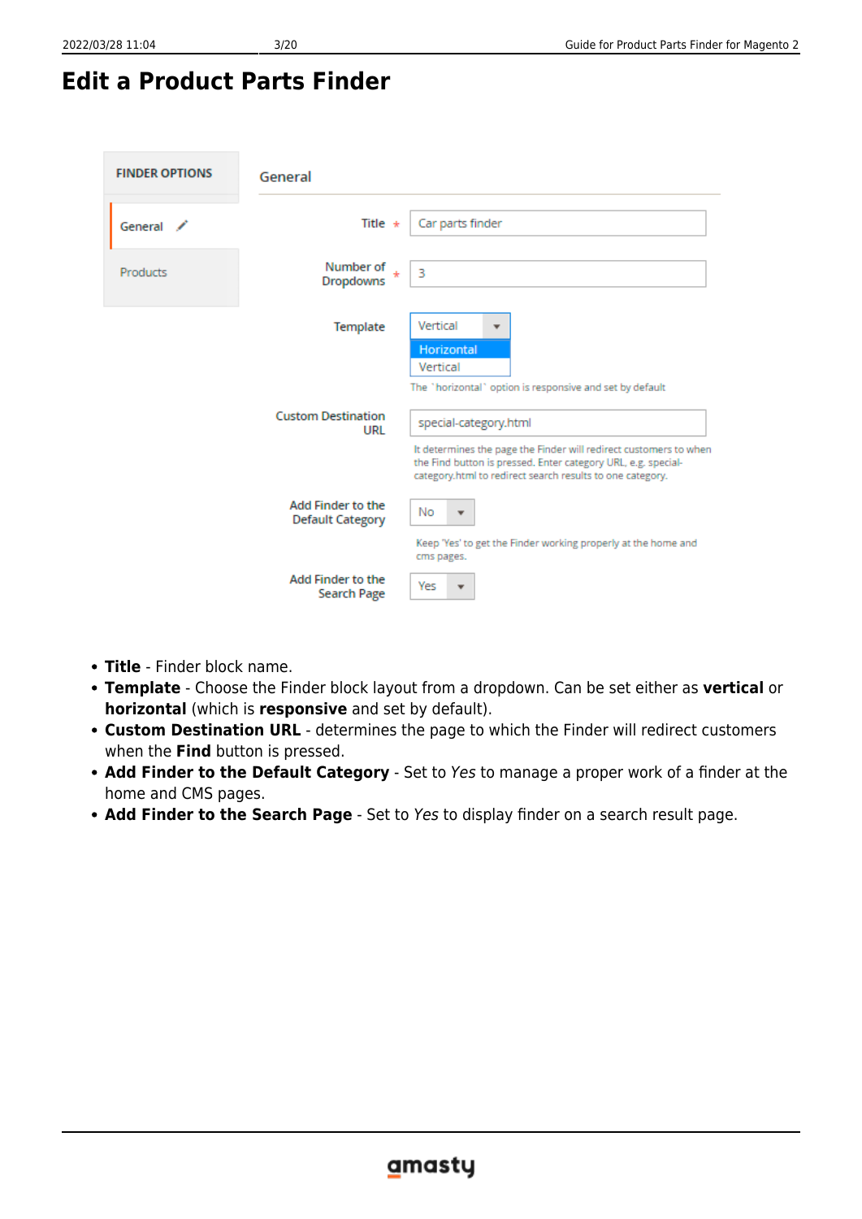# Edit a Product Parts Finder

- **Title** - Finder block name.
- **Template** - Choose the Finder block layout from a dropdown. Can be set either as **vertical** or **horizontal** (which is **responsive** and set by default).
- **Custom Destination URL** - determines the page to which the Finder will redirect customers when the **Find** button is pressed.
- **Add Finder to the Default Category** - Set to *Yes* to manage a proper work of a finder at the home and CMS pages.
- **Add Finder to the Search Page** - Set to *Yes* to display finder on a search result page.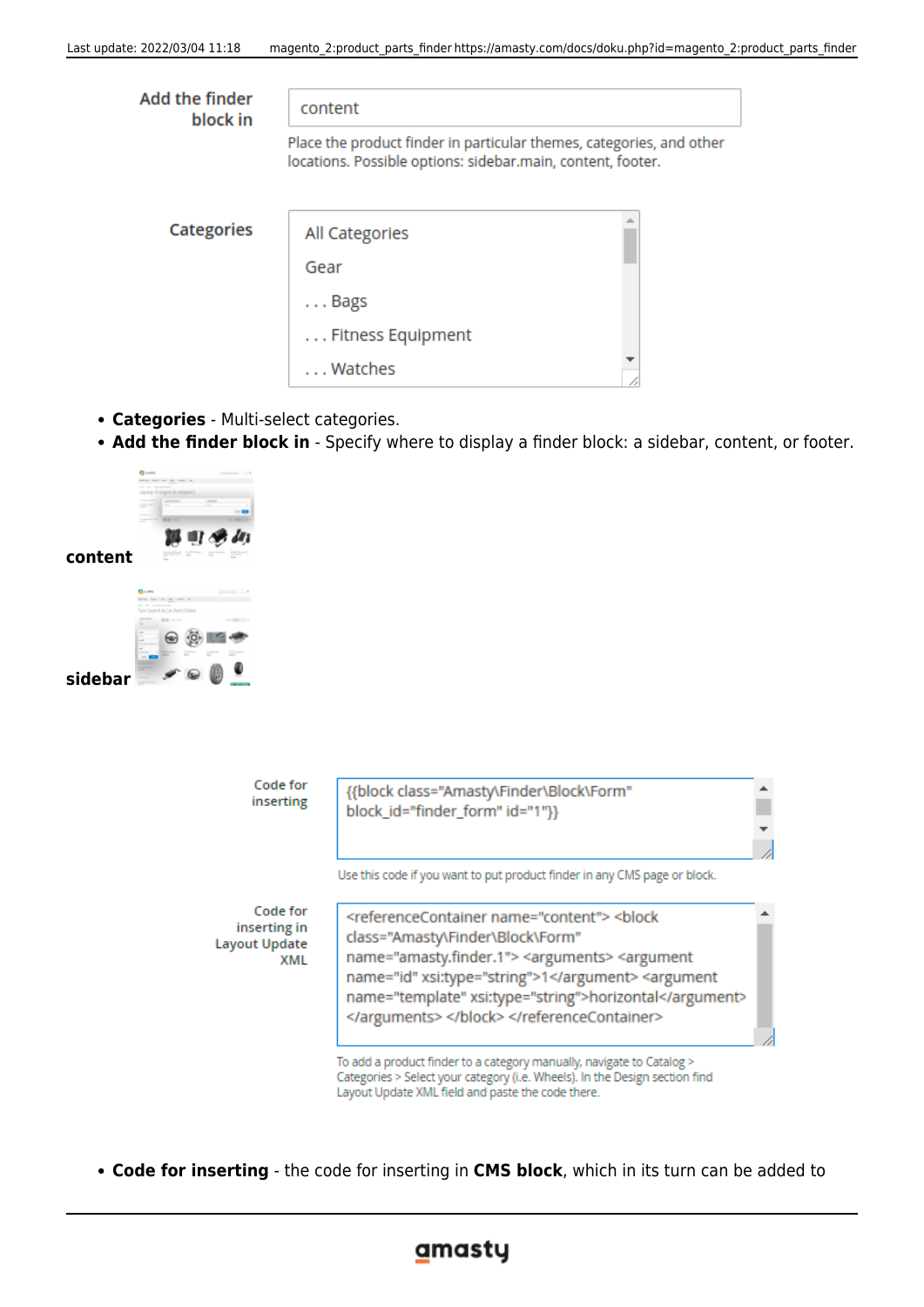Add the finder block in

content

Place the product finder in particular themes, categories, and other locations. Possible options: sidebar.main, content, footer.

Categories

All Categories
Gear
. . . Bags
. . . Fitness Equipment
. . . Watches

- **Categories** - Multi-select categories.
- **Add the finder block in** - Specify where to display a finder block: a sidebar, content, or footer.

**content**

**sidebar**

Code for inserting

```
{{block class="Amasty\Finder\Block\Form" block_id="finder_form" id="1"}}
```

Use this code if you want to put product finder in any CMS page or block.

Code for inserting in Layout Update XML

```
<referenceContainer name="content"> <block class="Amasty\Finder\Block\Form" name="amasty.finder.1"> <arguments> <argument name="id" xsi:type="string">1</argument> <argument name="template" xsi:type="string">horizontal</argument> </arguments> </block> </referenceContainer>
```

To add a product finder to a category manually, navigate to Catalog > Categories > Select your category (i.e. Wheels). In the Design section find Layout Update XML field and paste the code there.

- **Code for inserting** - the code for inserting in **CMS block**, which in its turn can be added to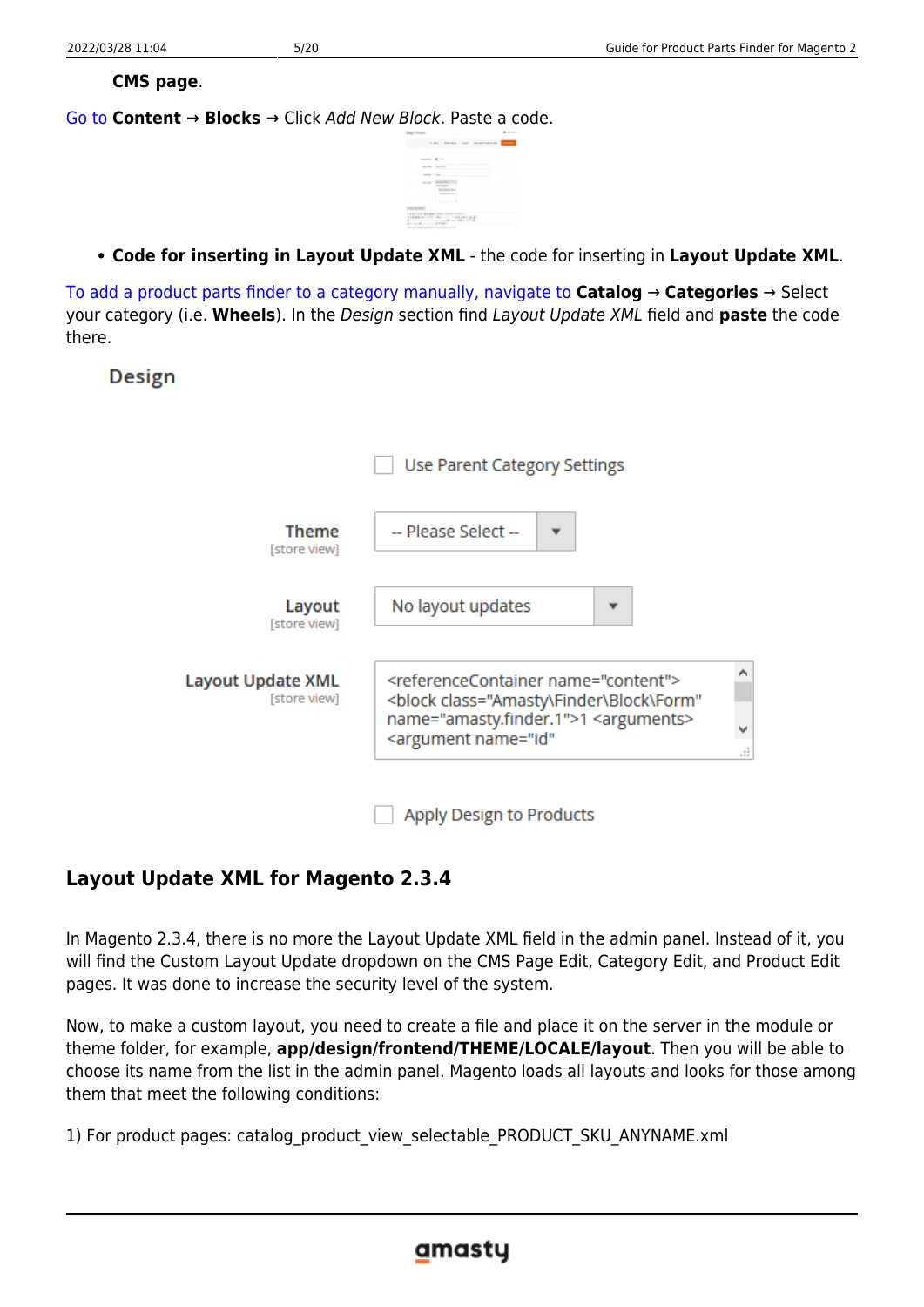**CMS page**.

Go to **Content → Blocks →** Click *Add New Block*. Paste a code.

- **Code for inserting in Layout Update XML** - the code for inserting in **Layout Update XML**.

To add a product parts finder to a category manually, navigate to **Catalog** → **Categories** → Select your category (i.e. **Wheels**). In the *Design* section find *Layout Update XML* field and **paste** the code there.

Design

Use Parent Category Settings

Theme [store view] -- Please Select --

Layout [store view] No layout updates

Layout Update XML [store view]

```
<referenceContainer name="content">
<block class="Amasty\Finder\Block\Form"
name="amasty.finder.1">1 <arguments>
<argument name="id"
```

Apply Design to Products

## Layout Update XML for Magento 2.3.4

In Magento 2.3.4, there is no more the Layout Update XML field in the admin panel. Instead of it, you will find the Custom Layout Update dropdown on the CMS Page Edit, Category Edit, and Product Edit pages. It was done to increase the security level of the system.

Now, to make a custom layout, you need to create a file and place it on the server in the module or theme folder, for example, **app/design/frontend/THEME/LOCALE/layout**. Then you will be able to choose its name from the list in the admin panel. Magento loads all layouts and looks for those among them that meet the following conditions:

1) For product pages: catalog_product_view_selectable_PRODUCT_SKU_ANYNAME.xml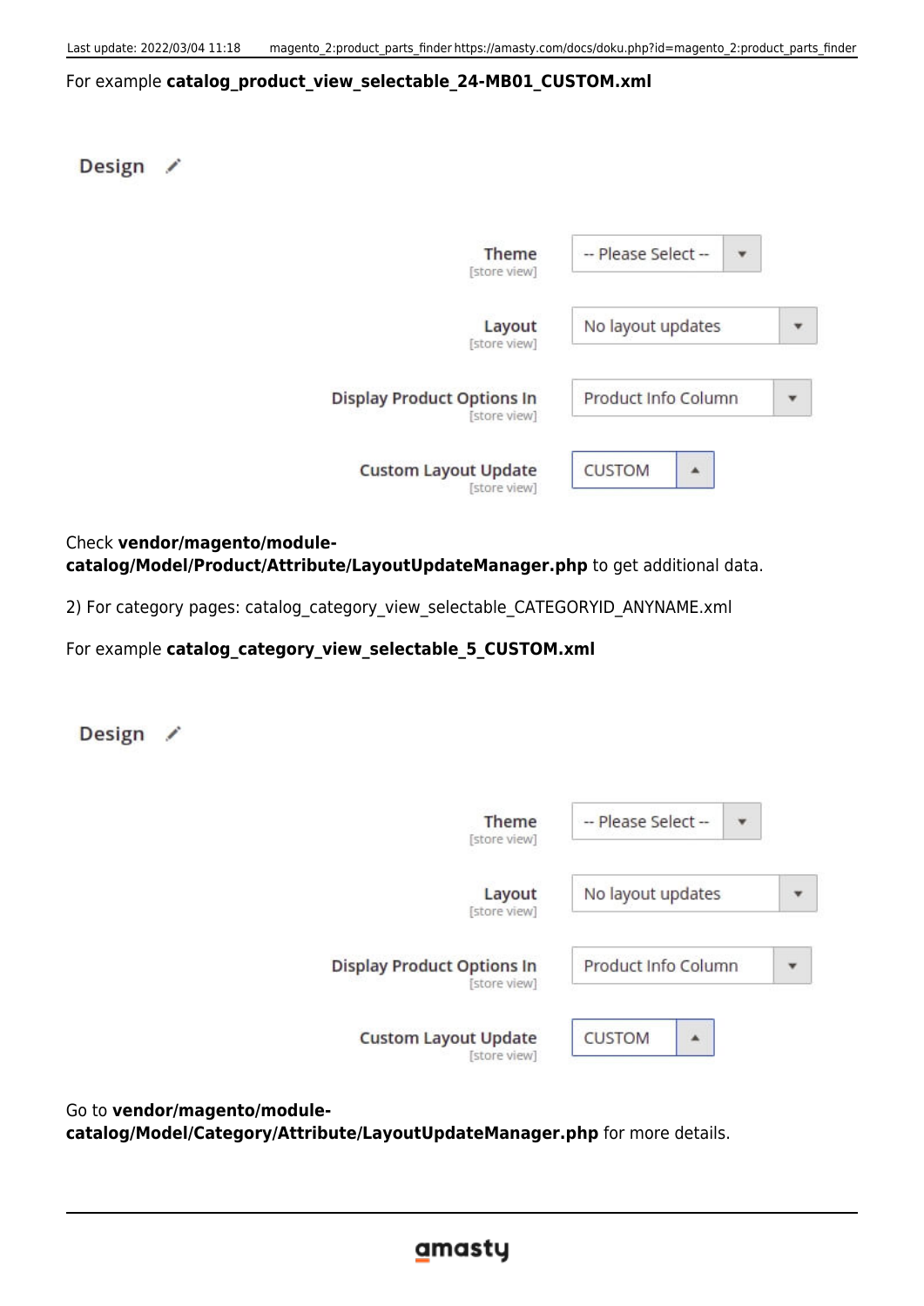For example **catalog_product_view_selectable_24-MB01_CUSTOM.xml**

Check **vendor/magento/module-catalog/Model/Product/Attribute/LayoutUpdateManager.php** to get additional data.

2) For category pages: catalog_category_view_selectable_CATEGORYID_ANYNAME.xml

For example **catalog_category_view_selectable_5_CUSTOM.xml**

Go to **vendor/magento/module-catalog/Model/Category/Attribute/LayoutUpdateManager.php** for more details.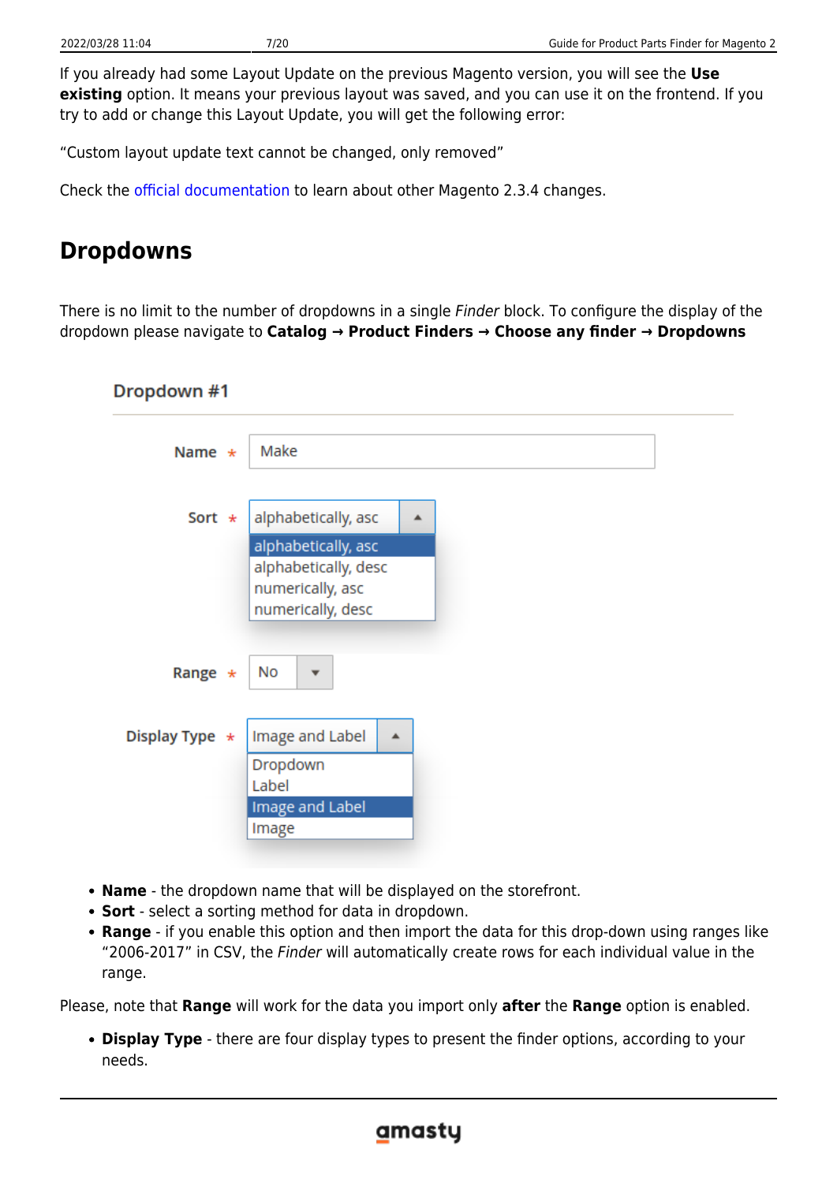If you already had some Layout Update on the previous Magento version, you will see the **Use existing** option. It means your previous layout was saved, and you can use it on the frontend. If you try to add or change this Layout Update, you will get the following error:

"Custom layout update text cannot be changed, only removed"

Check the official documentation to learn about other Magento 2.3.4 changes.

## Dropdowns

There is no limit to the number of dropdowns in a single *Finder* block. To configure the display of the dropdown please navigate to **Catalog → Product Finders → Choose any finder → Dropdowns**

- **Name** - the dropdown name that will be displayed on the storefront.
- **Sort** - select a sorting method for data in dropdown.
- **Range** - if you enable this option and then import the data for this drop-down using ranges like "2006-2017" in CSV, the *Finder* will automatically create rows for each individual value in the range.

Please, note that **Range** will work for the data you import only **after** the **Range** option is enabled.

- **Display Type** - there are four display types to present the finder options, according to your needs.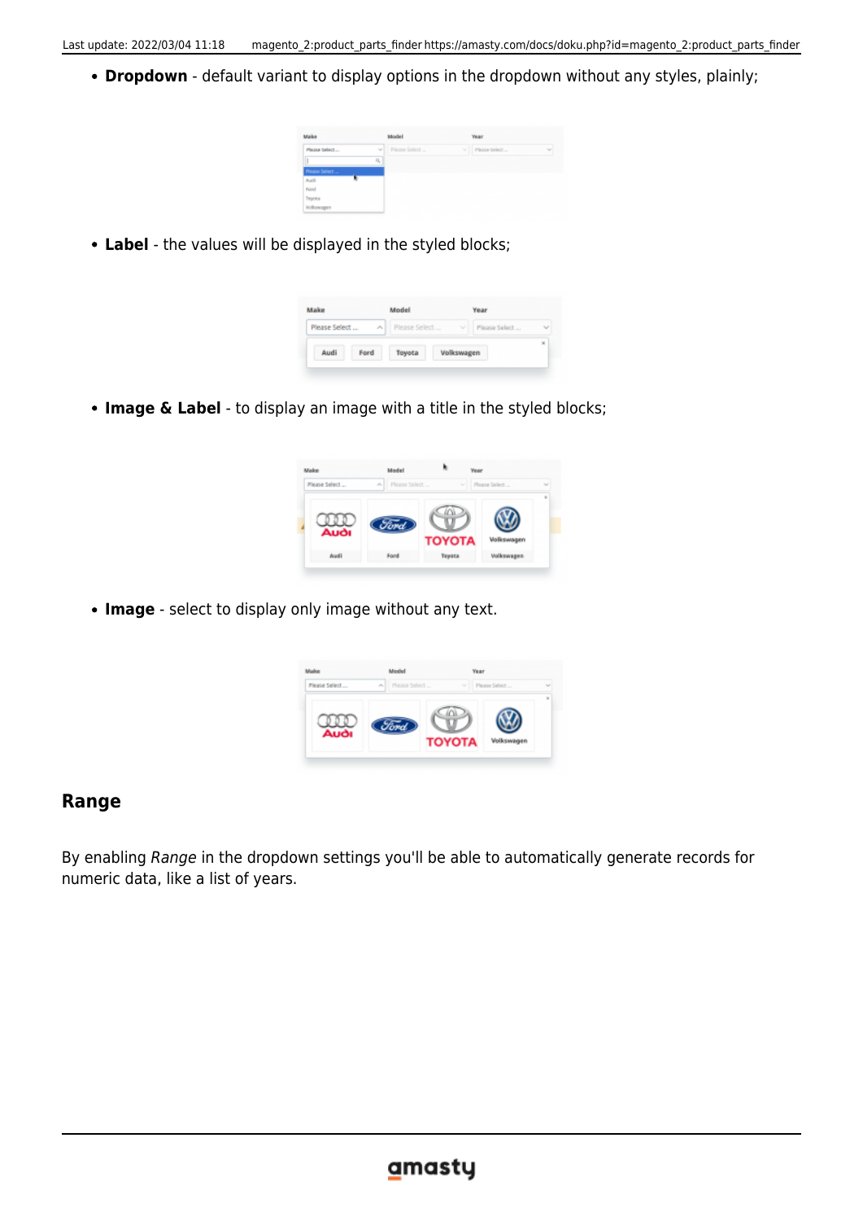- **Dropdown** - default variant to display options in the dropdown without any styles, plainly;

- **Label** - the values will be displayed in the styled blocks;

- **Image & Label** - to display an image with a title in the styled blocks;

- **Image** - select to display only image without any text.

## Range

By enabling *Range* in the dropdown settings you'll be able to automatically generate records for numeric data, like a list of years.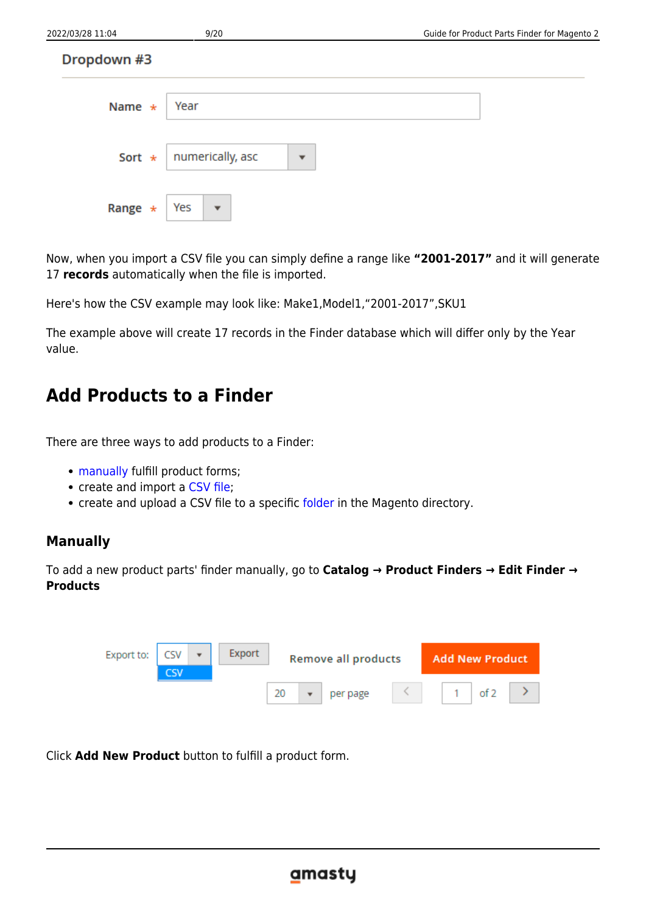**Dropdown #3**

Name * Year

Sort * numerically, asc

Range * Yes

Now, when you import a CSV file you can simply define a range like **"2001-2017"** and it will generate 17 **records** automatically when the file is imported.

Here's how the CSV example may look like: Make1,Model1,"2001-2017",SKU1

The example above will create 17 records in the Finder database which will differ only by the Year value.

# Add Products to a Finder

There are three ways to add products to a Finder:

- manually fulfill product forms;
- create and import a CSV file;
- create and upload a CSV file to a specific folder in the Magento directory.

## Manually

To add a new product parts' finder manually, go to **Catalog → Product Finders → Edit Finder → Products**

Export to: CSV Export Remove all products **Add New Product**

20 per page 1 of 2

Click **Add New Product** button to fulfill a product form.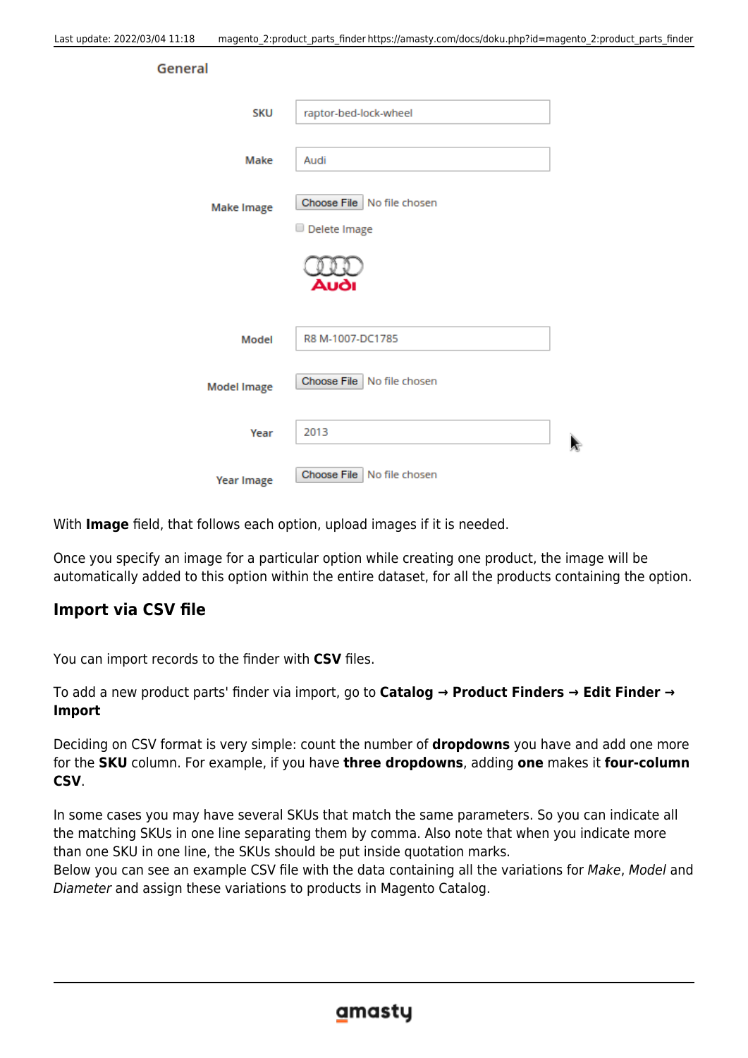With **Image** field, that follows each option, upload images if it is needed.

Once you specify an image for a particular option while creating one product, the image will be automatically added to this option within the entire dataset, for all the products containing the option.

### Import via CSV file

You can import records to the finder with **CSV** files.

To add a new product parts' finder via import, go to **Catalog → Product Finders → Edit Finder → Import**

Deciding on CSV format is very simple: count the number of **dropdowns** you have and add one more for the **SKU** column. For example, if you have **three dropdowns**, adding **one** makes it **four-column CSV**.

In some cases you may have several SKUs that match the same parameters. So you can indicate all the matching SKUs in one line separating them by comma. Also note that when you indicate more than one SKU in one line, the SKUs should be put inside quotation marks.
Below you can see an example CSV file with the data containing all the variations for *Make*, *Model* and *Diameter* and assign these variations to products in Magento Catalog.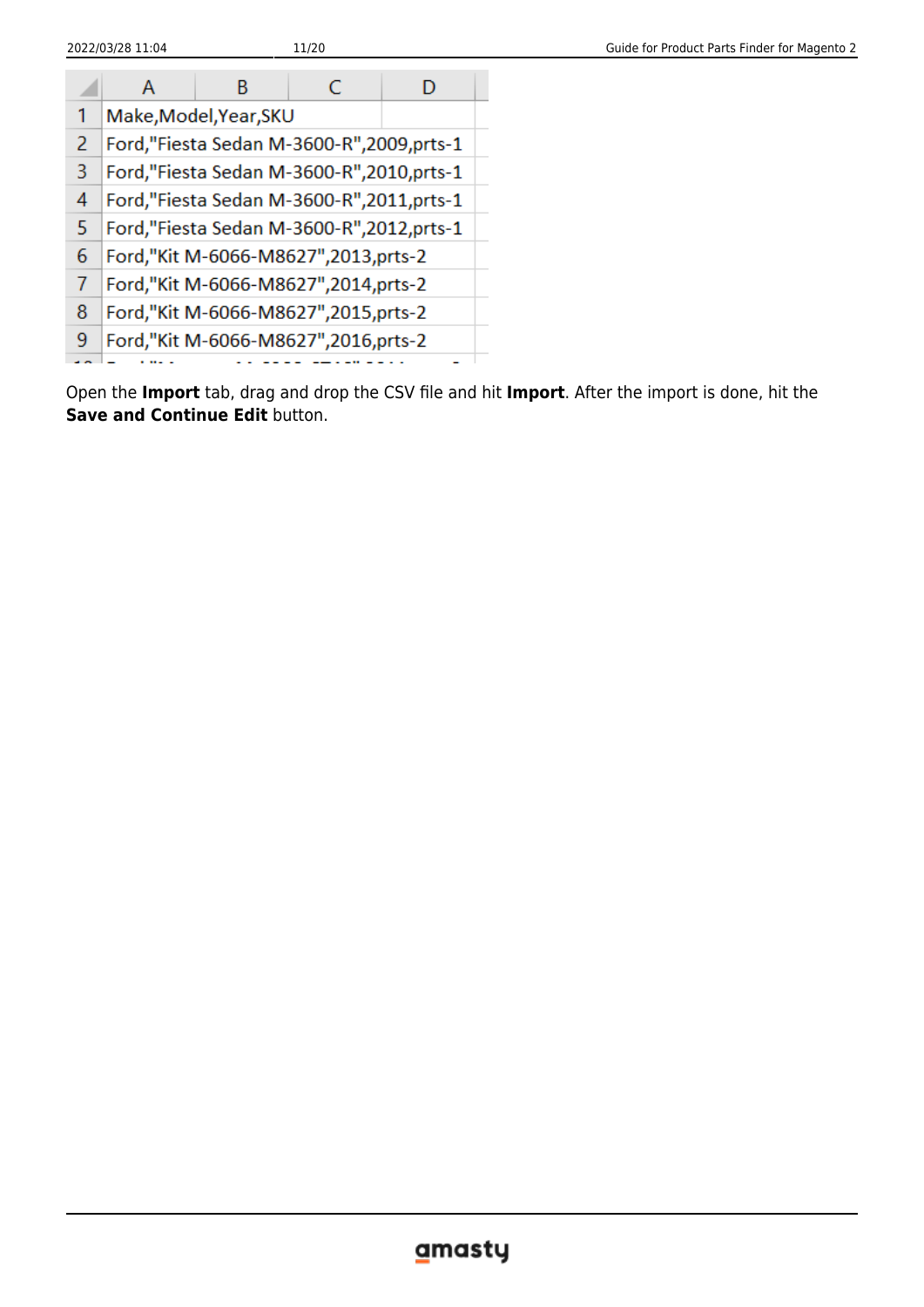|   | A | B | C | D |
|---|---|---|---|---|
| 1 | Make,Model,Year,SKU | | | |
| 2 | Ford,"Fiesta Sedan M-3600-R",2009,prts-1 | | | |
| 3 | Ford,"Fiesta Sedan M-3600-R",2010,prts-1 | | | |
| 4 | Ford,"Fiesta Sedan M-3600-R",2011,prts-1 | | | |
| 5 | Ford,"Fiesta Sedan M-3600-R",2012,prts-1 | | | |
| 6 | Ford,"Kit M-6066-M8627",2013,prts-2 | | | |
| 7 | Ford,"Kit M-6066-M8627",2014,prts-2 | | | |
| 8 | Ford,"Kit M-6066-M8627",2015,prts-2 | | | |
| 9 | Ford,"Kit M-6066-M8627",2016,prts-2 | | | |

Open the **Import** tab, drag and drop the CSV file and hit **Import**. After the import is done, hit the **Save and Continue Edit** button.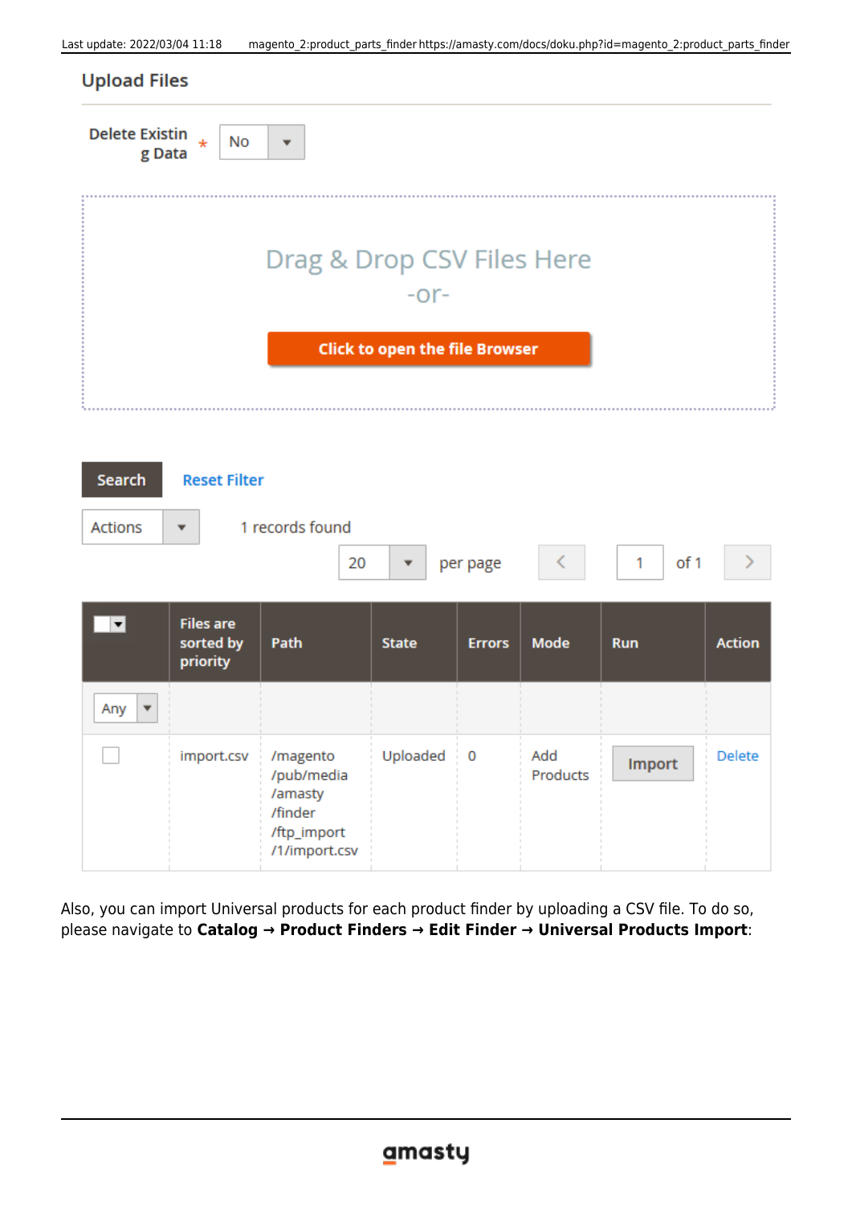## Upload Files

Delete Existing Data * No

Drag & Drop CSV Files Here

-or-

Click to open the file Browser

Search    Reset Filter

Actions    1 records found

20 per page    1 of 1

| | Files are sorted by priority | Path | State | Errors | Mode | Run | Action |
|---|---|---|---|---|---|---|---|
| Any | | | | | | | |
| | import.csv | /magento/pub/media/amasty/finder/ftp_import/1/import.csv | Uploaded | 0 | Add Products | Import | Delete |

Also, you can import Universal products for each product finder by uploading a CSV file. To do so, please navigate to **Catalog → Product Finders → Edit Finder → Universal Products Import**: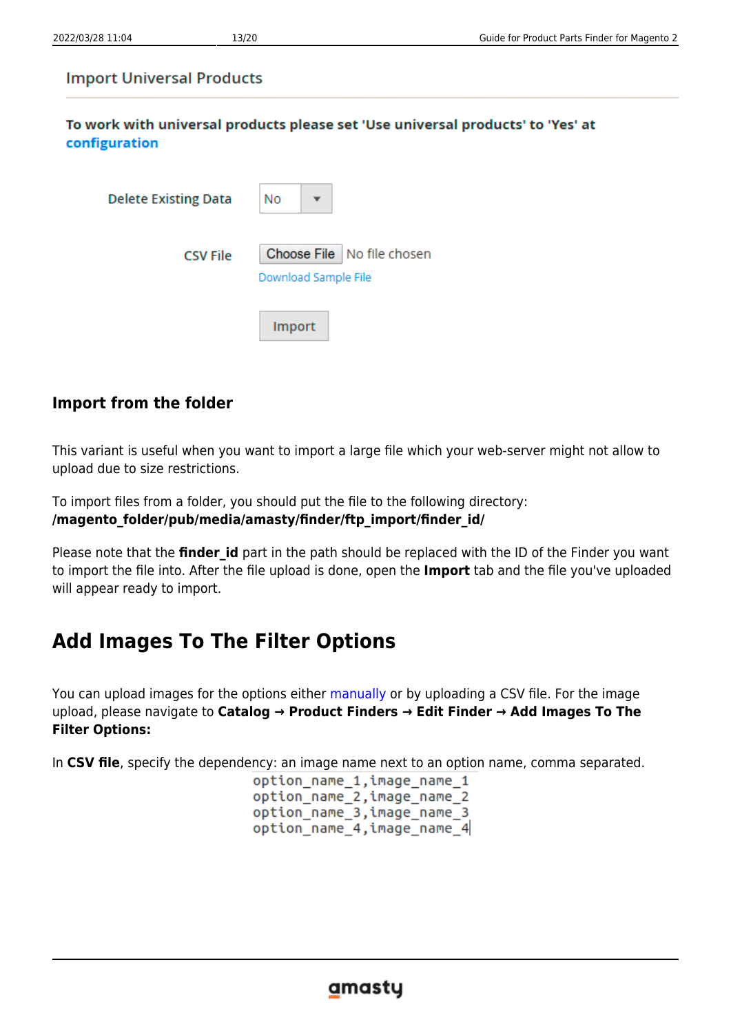Import Universal Products

**To work with universal products please set 'Use universal products' to 'Yes' at configuration**

Delete Existing Data: No

CSV File: Choose File No file chosen

Download Sample File

Import

### Import from the folder

This variant is useful when you want to import a large file which your web-server might not allow to upload due to size restrictions.

To import files from a folder, you should put the file to the following directory: **/magento_folder/pub/media/amasty/finder/ftp_import/finder_id/**

Please note that the **finder_id** part in the path should be replaced with the ID of the Finder you want to import the file into. After the file upload is done, open the **Import** tab and the file you've uploaded will appear ready to import.

## Add Images To The Filter Options

You can upload images for the options either manually or by uploading a CSV file. For the image upload, please navigate to **Catalog → Product Finders → Edit Finder → Add Images To The Filter Options:**

In **CSV file**, specify the dependency: an image name next to an option name, comma separated.

```
option_name_1,image_name_1
option_name_2,image_name_2
option_name_3,image_name_3
option_name_4,image_name_4
```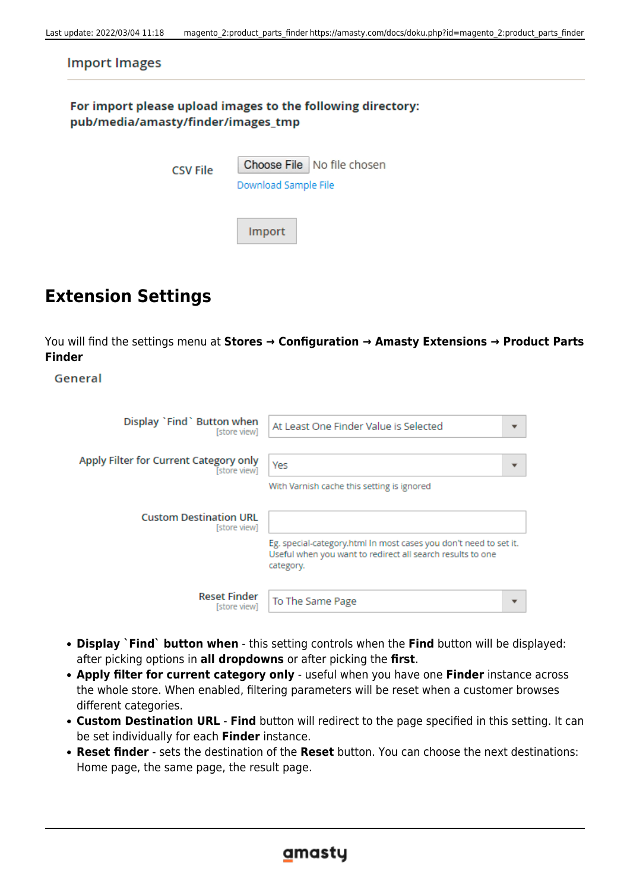Import Images

**For import please upload images to the following directory: pub/media/amasty/finder/images_tmp**

CSV File — Choose File — No file chosen

Download Sample File

Import

## Extension Settings

You will find the settings menu at **Stores → Configuration → Amasty Extensions → Product Parts Finder**

General

Display `Find` Button when [store view] — At Least One Finder Value is Selected

Apply Filter for Current Category only [store view] — Yes

With Varnish cache this setting is ignored

Custom Destination URL [store view]

Eg. special-category.html In most cases you don't need to set it. Useful when you want to redirect all search results to one category.

Reset Finder [store view] — To The Same Page

- **Display `Find` button when** - this setting controls when the **Find** button will be displayed: after picking options in **all dropdowns** or after picking the **first**.
- **Apply filter for current category only** - useful when you have one **Finder** instance across the whole store. When enabled, filtering parameters will be reset when a customer browses different categories.
- **Custom Destination URL** - **Find** button will redirect to the page specified in this setting. It can be set individually for each **Finder** instance.
- **Reset finder** - sets the destination of the **Reset** button. You can choose the next destinations: Home page, the same page, the result page.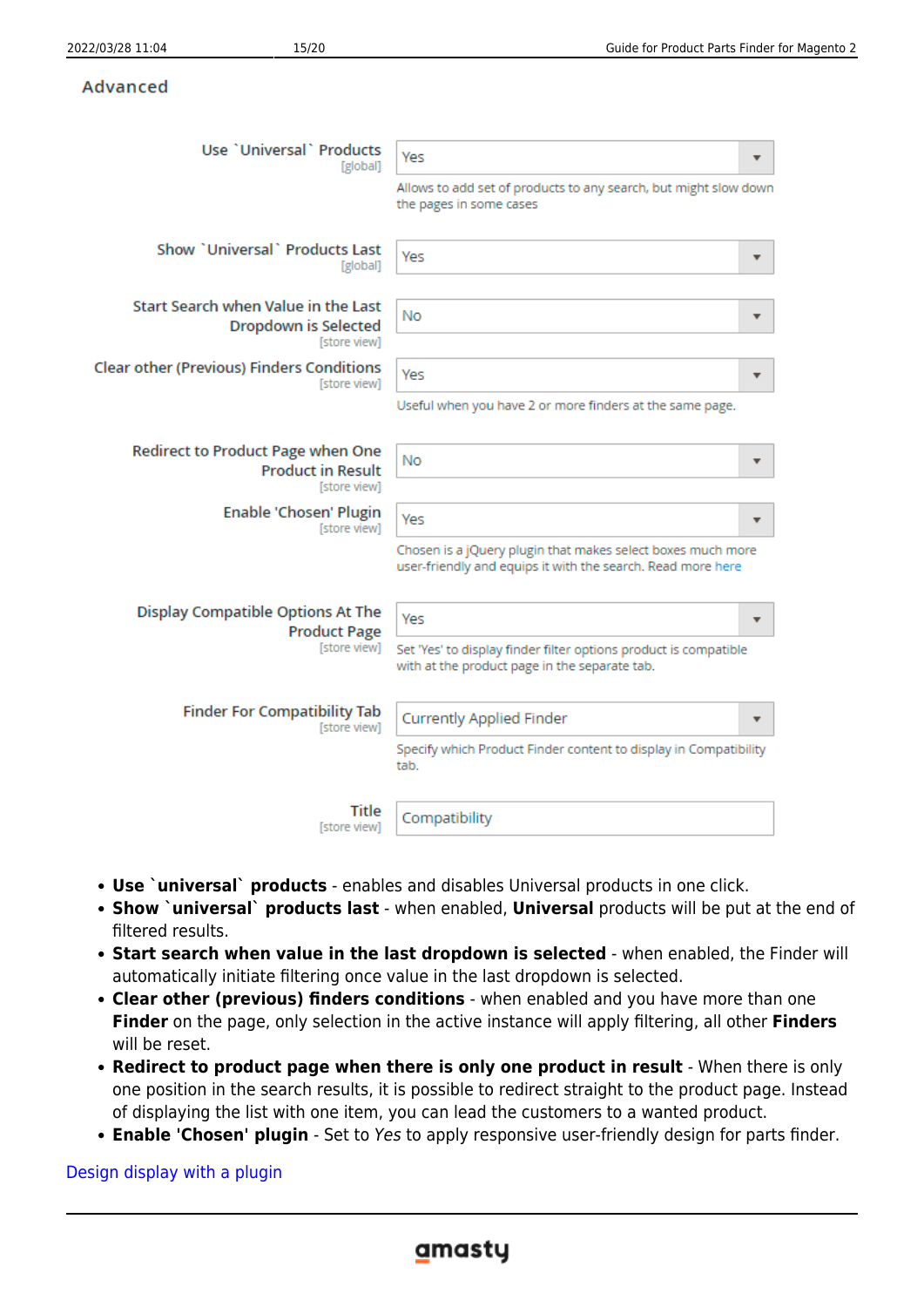### Advanced

| Setting | Value | Note |
| --- | --- | --- |
| Use `Universal` Products [global] | Yes | Allows to add set of products to any search, but might slow down the pages in some cases |
| Show `Universal` Products Last [global] | Yes | |
| Start Search when Value in the Last Dropdown is Selected [store view] | No | |
| Clear other (Previous) Finders Conditions [store view] | Yes | Useful when you have 2 or more finders at the same page. |
| Redirect to Product Page when One Product in Result [store view] | No | |
| Enable 'Chosen' Plugin [store view] | Yes | Chosen is a jQuery plugin that makes select boxes much more user-friendly and equips it with the search. Read more here |
| Display Compatible Options At The Product Page [store view] | Yes | Set 'Yes' to display finder filter options product is compatible with at the product page in the separate tab. |
| Finder For Compatibility Tab [store view] | Currently Applied Finder | Specify which Product Finder content to display in Compatibility tab. |
| Title [store view] | Compatibility | |

- **Use `universal` products** - enables and disables Universal products in one click.
- **Show `universal` products last** - when enabled, **Universal** products will be put at the end of filtered results.
- **Start search when value in the last dropdown is selected** - when enabled, the Finder will automatically initiate filtering once value in the last dropdown is selected.
- **Clear other (previous) finders conditions** - when enabled and you have more than one **Finder** on the page, only selection in the active instance will apply filtering, all other **Finders** will be reset.
- **Redirect to product page when there is only one product in result** - When there is only one position in the search results, it is possible to redirect straight to the product page. Instead of displaying the list with one item, you can lead the customers to a wanted product.
- **Enable 'Chosen' plugin** - Set to *Yes* to apply responsive user-friendly design for parts finder.

Design display with a plugin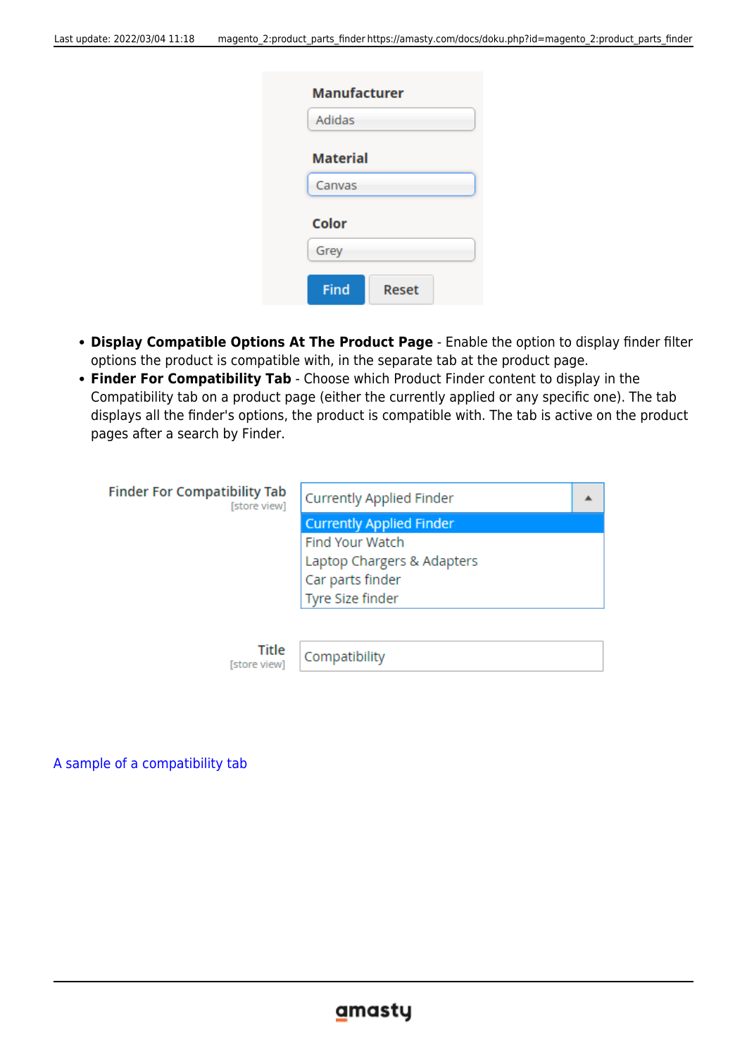- **Display Compatible Options At The Product Page** - Enable the option to display finder filter options the product is compatible with, in the separate tab at the product page.
- **Finder For Compatibility Tab** - Choose which Product Finder content to display in the Compatibility tab on a product page (either the currently applied or any specific one). The tab displays all the finder's options, the product is compatible with. The tab is active on the product pages after a search by Finder.

A sample of a compatibility tab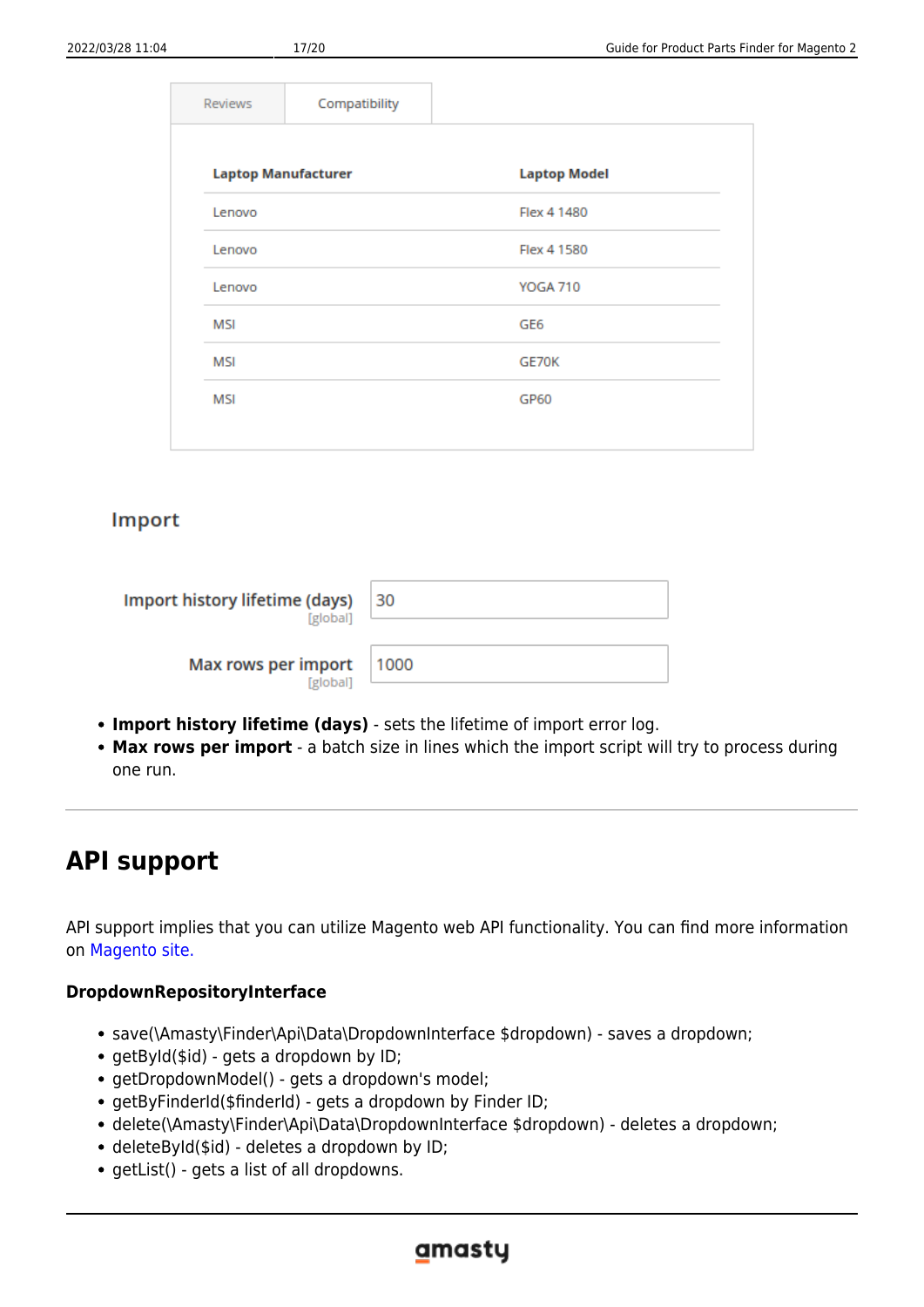| Reviews | Compatibility |
|---|---|

| Laptop Manufacturer | Laptop Model |
|---|---|
| Lenovo | Flex 4 1480 |
| Lenovo | Flex 4 1580 |
| Lenovo | YOGA 710 |
| MSI | GE6 |
| MSI | GE70K |
| MSI | GP60 |

Import

| | |
|---|---|
| Import history lifetime (days) [global] | 30 |
| Max rows per import [global] | 1000 |

- **Import history lifetime (days)** - sets the lifetime of import error log.
- **Max rows per import** - a batch size in lines which the import script will try to process during one run.

---

# API support

API support implies that you can utilize Magento web API functionality. You can find more information on Magento site.

### DropdownRepositoryInterface

- save(\Amasty\Finder\Api\Data\DropdownInterface $dropdown) - saves a dropdown;
- getById($id) - gets a dropdown by ID;
- getDropdownModel() - gets a dropdown's model;
- getByFinderId($finderId) - gets a dropdown by Finder ID;
- delete(\Amasty\Finder\Api\Data\DropdownInterface $dropdown) - deletes a dropdown;
- deleteById($id) - deletes a dropdown by ID;
- getList() - gets a list of all dropdowns.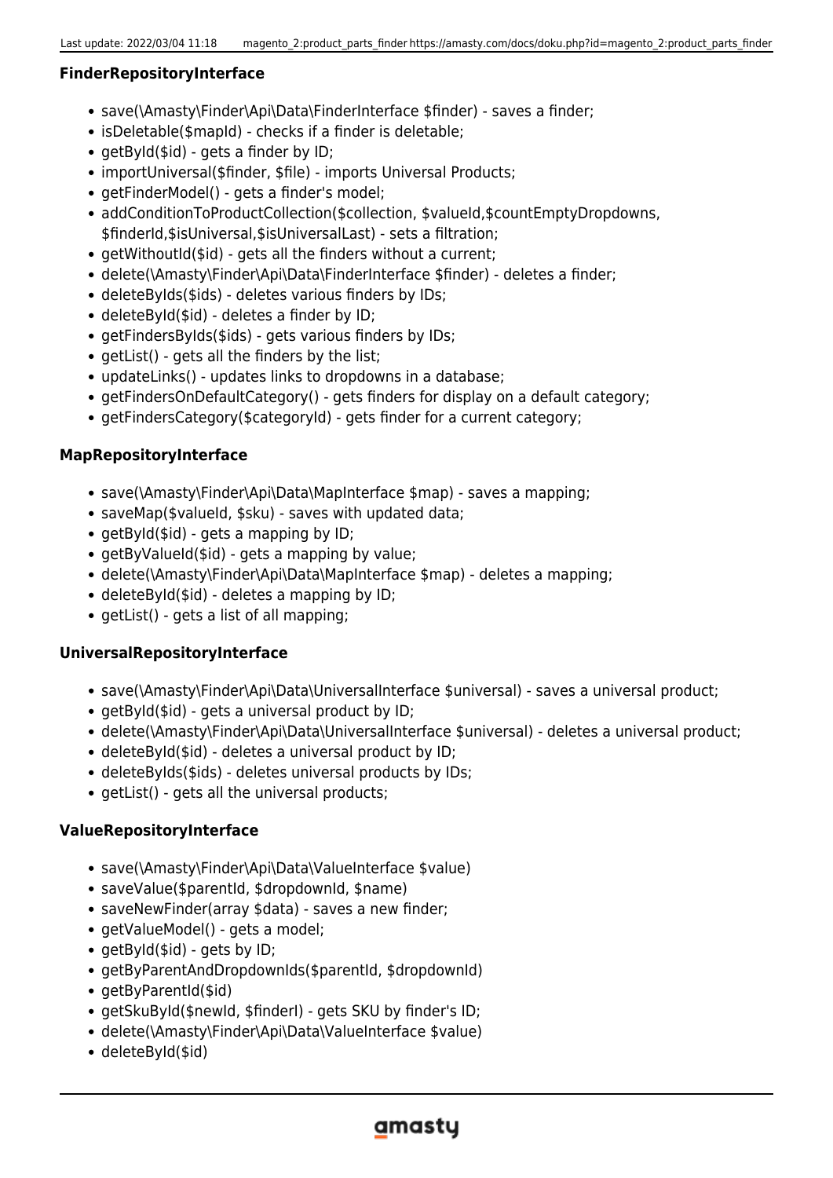#### FinderRepositoryInterface

- save(\Amasty\Finder\Api\Data\FinderInterface $finder) - saves a finder;
- isDeletable($mapId) - checks if a finder is deletable;
- getById($id) - gets a finder by ID;
- importUniversal($finder, $file) - imports Universal Products;
- getFinderModel() - gets a finder's model;
- addConditionToProductCollection($collection, $valueId,$countEmptyDropdowns, $finderId,$isUniversal,$isUniversalLast) - sets a filtration;
- getWithoutId($id) - gets all the finders without a current;
- delete(\Amasty\Finder\Api\Data\FinderInterface $finder) - deletes a finder;
- deleteByIds($ids) - deletes various finders by IDs;
- deleteById($id) - deletes a finder by ID;
- getFindersByIds($ids) - gets various finders by IDs;
- getList() - gets all the finders by the list;
- updateLinks() - updates links to dropdowns in a database;
- getFindersOnDefaultCategory() - gets finders for display on a default category;
- getFindersCategory($categoryId) - gets finder for a current category;

#### MapRepositoryInterface

- save(\Amasty\Finder\Api\Data\MapInterface $map) - saves a mapping;
- saveMap($valueId, $sku) - saves with updated data;
- getById($id) - gets a mapping by ID;
- getByValueId($id) - gets a mapping by value;
- delete(\Amasty\Finder\Api\Data\MapInterface $map) - deletes a mapping;
- deleteById($id) - deletes a mapping by ID;
- getList() - gets a list of all mapping;

#### UniversalRepositoryInterface

- save(\Amasty\Finder\Api\Data\UniversalInterface $universal) - saves a universal product;
- getById($id) - gets a universal product by ID;
- delete(\Amasty\Finder\Api\Data\UniversalInterface $universal) - deletes a universal product;
- deleteById($id) - deletes a universal product by ID;
- deleteByIds($ids) - deletes universal products by IDs;
- getList() - gets all the universal products;

#### ValueRepositoryInterface

- save(\Amasty\Finder\Api\Data\ValueInterface $value)
- saveValue($parentId, $dropdownId, $name)
- saveNewFinder(array $data) - saves a new finder;
- getValueModel() - gets a model;
- getById($id) - gets by ID;
- getByParentAndDropdownIds($parentId, $dropdownId)
- getByParentId($id)
- getSkuById($newId, $finderI) - gets SKU by finder's ID;
- delete(\Amasty\Finder\Api\Data\ValueInterface $value)
- deleteById($id)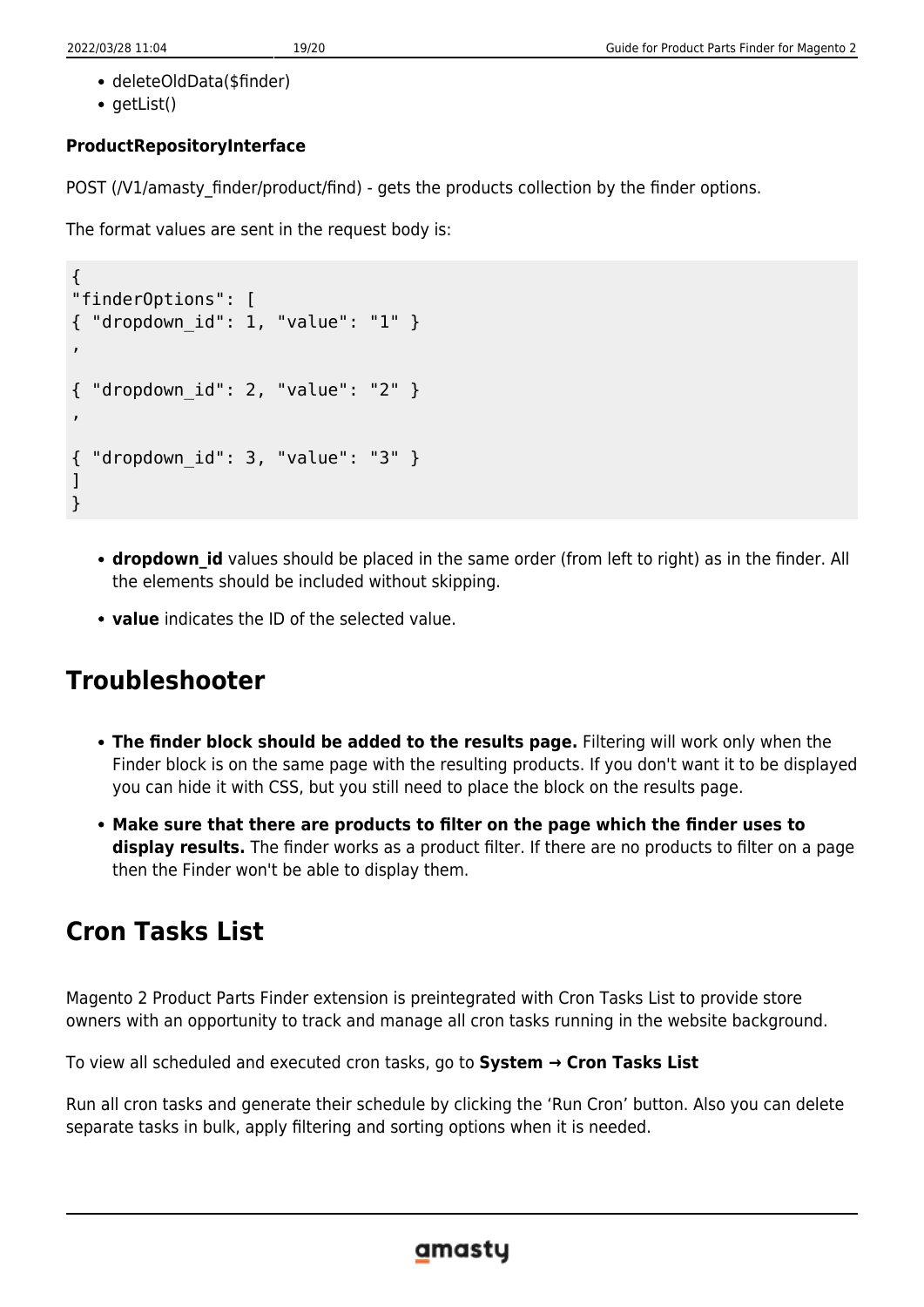- deleteOldData($finder)
- getList()

**ProductRepositoryInterface**

POST (/V1/amasty_finder/product/find) - gets the products collection by the finder options.

The format values are sent in the request body is:

```
{
"finderOptions": [
{ "dropdown_id": 1, "value": "1" }
,

{ "dropdown_id": 2, "value": "2" }
,

{ "dropdown_id": 3, "value": "3" }
]
}
```

- **dropdown_id** values should be placed in the same order (from left to right) as in the finder. All the elements should be included without skipping.
- **value** indicates the ID of the selected value.

## Troubleshooter

- **The finder block should be added to the results page.** Filtering will work only when the Finder block is on the same page with the resulting products. If you don't want it to be displayed you can hide it with CSS, but you still need to place the block on the results page.
- **Make sure that there are products to filter on the page which the finder uses to display results.** The finder works as a product filter. If there are no products to filter on a page then the Finder won't be able to display them.

## Cron Tasks List

Magento 2 Product Parts Finder extension is preintegrated with Cron Tasks List to provide store owners with an opportunity to track and manage all cron tasks running in the website background.

To view all scheduled and executed cron tasks, go to **System → Cron Tasks List**

Run all cron tasks and generate their schedule by clicking the 'Run Cron' button. Also you can delete separate tasks in bulk, apply filtering and sorting options when it is needed.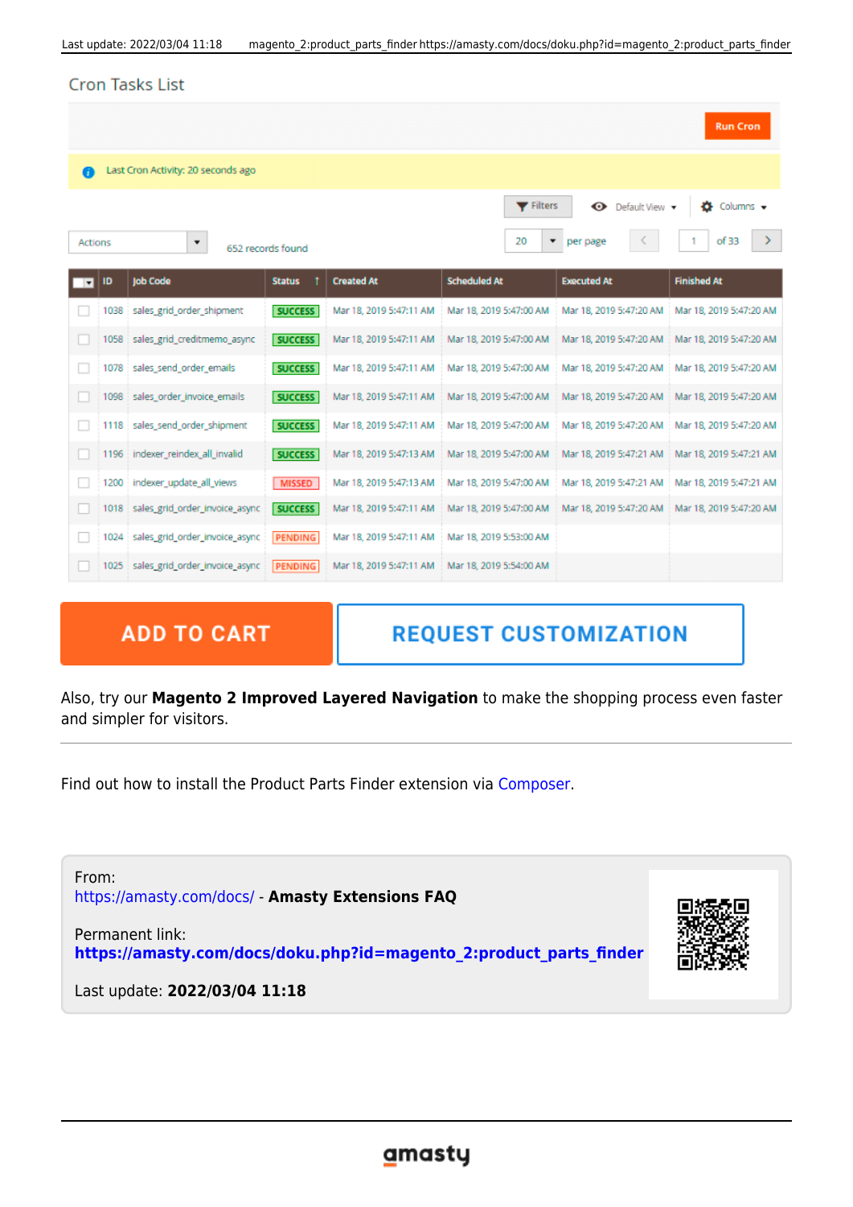Also, try our **Magento 2 Improved Layered Navigation** to make the shopping process even faster and simpler for visitors.

---

Find out how to install the Product Parts Finder extension via Composer.

From:
https://amasty.com/docs/ - **Amasty Extensions FAQ**

Permanent link:
**https://amasty.com/docs/doku.php?id=magento_2:product_parts_finder**

Last update: **2022/03/04 11:18**